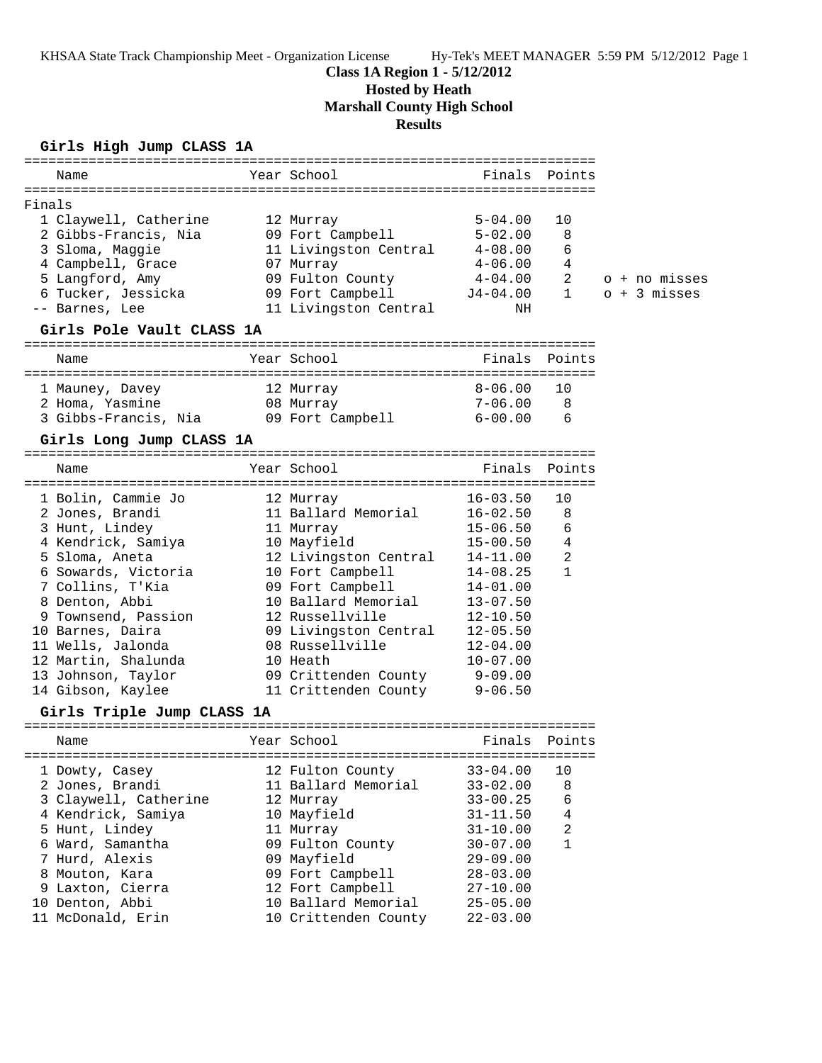KHSAA State Track Championship Meet - Organization License   Hy-Tek's MEET MANAGER 5:59 PM 5/12/2012 Page 1

# Class 1A Region 1 - 5/12/2012
## Hosted by Heath
## Marshall County High School
## Results

### Girls High Jump CLASS 1A

**Finals**

| Place | Name | Year | School | Finals | Points | |
|---|---|---|---|---|---|---|
| 1 | Claywell, Catherine | 12 | Murray | 5-04.00 | 10 | |
| 2 | Gibbs-Francis, Nia | 09 | Fort Campbell | 5-02.00 | 8 | |
| 3 | Sloma, Maggie | 11 | Livingston Central | 4-08.00 | 6 | |
| 4 | Campbell, Grace | 07 | Murray | 4-06.00 | 4 | |
| 5 | Langford, Amy | 09 | Fulton County | 4-04.00 | 2 | o + no misses |
| 6 | Tucker, Jessicka | 09 | Fort Campbell | J4-04.00 | 1 | o + 3 misses |
| -- | Barnes, Lee | 11 | Livingston Central | NH | | |

### Girls Pole Vault CLASS 1A

| Place | Name | Year | School | Finals | Points |
|---|---|---|---|---|---|
| 1 | Mauney, Davey | 12 | Murray | 8-06.00 | 10 |
| 2 | Homa, Yasmine | 08 | Murray | 7-06.00 | 8 |
| 3 | Gibbs-Francis, Nia | 09 | Fort Campbell | 6-00.00 | 6 |

### Girls Long Jump CLASS 1A

| Place | Name | Year | School | Finals | Points |
|---|---|---|---|---|---|
| 1 | Bolin, Cammie Jo | 12 | Murray | 16-03.50 | 10 |
| 2 | Jones, Brandi | 11 | Ballard Memorial | 16-02.50 | 8 |
| 3 | Hunt, Lindey | 11 | Murray | 15-06.50 | 6 |
| 4 | Kendrick, Samiya | 10 | Mayfield | 15-00.50 | 4 |
| 5 | Sloma, Aneta | 12 | Livingston Central | 14-11.00 | 2 |
| 6 | Sowards, Victoria | 10 | Fort Campbell | 14-08.25 | 1 |
| 7 | Collins, T'Kia | 09 | Fort Campbell | 14-01.00 | |
| 8 | Denton, Abbi | 10 | Ballard Memorial | 13-07.50 | |
| 9 | Townsend, Passion | 12 | Russellville | 12-10.50 | |
| 10 | Barnes, Daira | 09 | Livingston Central | 12-05.50 | |
| 11 | Wells, Jalonda | 08 | Russellville | 12-04.00 | |
| 12 | Martin, Shalunda | 10 | Heath | 10-07.00 | |
| 13 | Johnson, Taylor | 09 | Crittenden County | 9-09.00 | |
| 14 | Gibson, Kaylee | 11 | Crittenden County | 9-06.50 | |

### Girls Triple Jump CLASS 1A

| Place | Name | Year | School | Finals | Points |
|---|---|---|---|---|---|
| 1 | Dowty, Casey | 12 | Fulton County | 33-04.00 | 10 |
| 2 | Jones, Brandi | 11 | Ballard Memorial | 33-02.00 | 8 |
| 3 | Claywell, Catherine | 12 | Murray | 33-00.25 | 6 |
| 4 | Kendrick, Samiya | 10 | Mayfield | 31-11.50 | 4 |
| 5 | Hunt, Lindey | 11 | Murray | 31-10.00 | 2 |
| 6 | Ward, Samantha | 09 | Fulton County | 30-07.00 | 1 |
| 7 | Hurd, Alexis | 09 | Mayfield | 29-09.00 | |
| 8 | Mouton, Kara | 09 | Fort Campbell | 28-03.00 | |
| 9 | Laxton, Cierra | 12 | Fort Campbell | 27-10.00 | |
| 10 | Denton, Abbi | 10 | Ballard Memorial | 25-05.00 | |
| 11 | McDonald, Erin | 10 | Crittenden County | 22-03.00 | |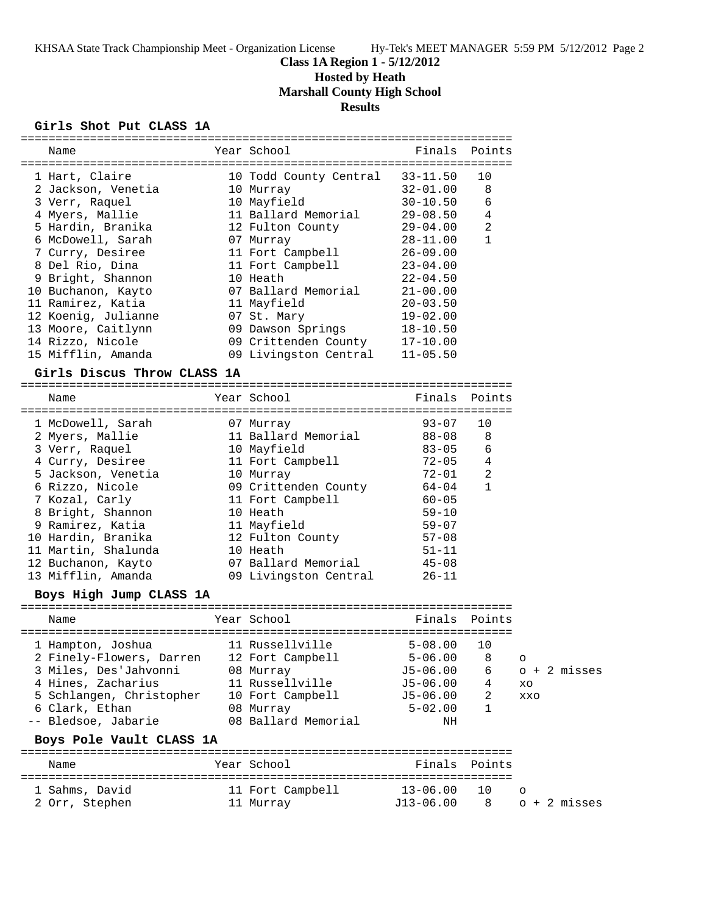## Class 1A Region 1 - 5/12/2012
### Hosted by Heath
### Marshall County High School
### Results

**Girls Shot Put CLASS 1A**

| | Name | Year | School | Finals | Points |
|---|---|---|---|---|---|
| 1 | Hart, Claire | 10 | Todd County Central | 33-11.50 | 10 |
| 2 | Jackson, Venetia | 10 | Murray | 32-01.00 | 8 |
| 3 | Verr, Raquel | 10 | Mayfield | 30-10.50 | 6 |
| 4 | Myers, Mallie | 11 | Ballard Memorial | 29-08.50 | 4 |
| 5 | Hardin, Branika | 12 | Fulton County | 29-04.00 | 2 |
| 6 | McDowell, Sarah | 07 | Murray | 28-11.00 | 1 |
| 7 | Curry, Desiree | 11 | Fort Campbell | 26-09.00 | |
| 8 | Del Rio, Dina | 11 | Fort Campbell | 23-04.00 | |
| 9 | Bright, Shannon | 10 | Heath | 22-04.50 | |
| 10 | Buchanon, Kayto | 07 | Ballard Memorial | 21-00.00 | |
| 11 | Ramirez, Katia | 11 | Mayfield | 20-03.50 | |
| 12 | Koenig, Julianne | 07 | St. Mary | 19-02.00 | |
| 13 | Moore, Caitlynn | 09 | Dawson Springs | 18-10.50 | |
| 14 | Rizzo, Nicole | 09 | Crittenden County | 17-10.00 | |
| 15 | Mifflin, Amanda | 09 | Livingston Central | 11-05.50 | |

**Girls Discus Throw CLASS 1A**

| | Name | Year | School | Finals | Points |
|---|---|---|---|---|---|
| 1 | McDowell, Sarah | 07 | Murray | 93-07 | 10 |
| 2 | Myers, Mallie | 11 | Ballard Memorial | 88-08 | 8 |
| 3 | Verr, Raquel | 10 | Mayfield | 83-05 | 6 |
| 4 | Curry, Desiree | 11 | Fort Campbell | 72-05 | 4 |
| 5 | Jackson, Venetia | 10 | Murray | 72-01 | 2 |
| 6 | Rizzo, Nicole | 09 | Crittenden County | 64-04 | 1 |
| 7 | Kozal, Carly | 11 | Fort Campbell | 60-05 | |
| 8 | Bright, Shannon | 10 | Heath | 59-10 | |
| 9 | Ramirez, Katia | 11 | Mayfield | 59-07 | |
| 10 | Hardin, Branika | 12 | Fulton County | 57-08 | |
| 11 | Martin, Shalunda | 10 | Heath | 51-11 | |
| 12 | Buchanon, Kayto | 07 | Ballard Memorial | 45-08 | |
| 13 | Mifflin, Amanda | 09 | Livingston Central | 26-11 | |

**Boys High Jump CLASS 1A**

| | Name | Year | School | Finals | Points | |
|---|---|---|---|---|---|---|
| 1 | Hampton, Joshua | 11 | Russellville | 5-08.00 | 10 | |
| 2 | Finely-Flowers, Darren | 12 | Fort Campbell | 5-06.00 | 8 | o |
| 3 | Miles, Des'Jahvonni | 08 | Murray | J5-06.00 | 6 | o + 2 misses |
| 4 | Hines, Zacharius | 11 | Russellville | J5-06.00 | 4 | xo |
| 5 | Schlangen, Christopher | 10 | Fort Campbell | J5-06.00 | 2 | xxo |
| 6 | Clark, Ethan | 08 | Murray | 5-02.00 | 1 | |
| -- | Bledsoe, Jabarie | 08 | Ballard Memorial | NH | | |

**Boys Pole Vault CLASS 1A**

| | Name | Year | School | Finals | Points | |
|---|---|---|---|---|---|---|
| 1 | Sahms, David | 11 | Fort Campbell | 13-06.00 | 10 | o |
| 2 | Orr, Stephen | 11 | Murray | J13-06.00 | 8 | o + 2 misses |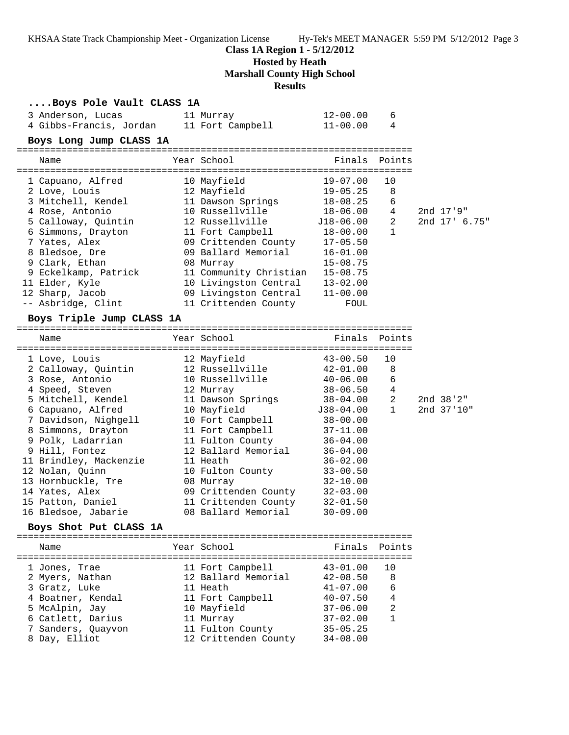**Class 1A Region 1 - 5/12/2012**

**Hosted by Heath**

**Marshall County High School**

**Results**

### ....Boys Pole Vault CLASS 1A

| Name | Year | School | Finals | Points |
|---|---|---|---|---|
| 3 Anderson, Lucas | 11 | Murray | 12-00.00 | 6 |
| 4 Gibbs-Francis, Jordan | 11 | Fort Campbell | 11-00.00 | 4 |

### Boys Long Jump CLASS 1A

| Name | Year | School | Finals | Points | |
|---|---|---|---|---|---|
| 1 Capuano, Alfred | 10 | Mayfield | 19-07.00 | 10 | |
| 2 Love, Louis | 12 | Mayfield | 19-05.25 | 8 | |
| 3 Mitchell, Kendel | 11 | Dawson Springs | 18-08.25 | 6 | |
| 4 Rose, Antonio | 10 | Russellville | 18-06.00 | 4 | 2nd 17'9" |
| 5 Calloway, Quintin | 12 | Russellville | J18-06.00 | 2 | 2nd 17' 6.75" |
| 6 Simmons, Drayton | 11 | Fort Campbell | 18-00.00 | 1 | |
| 7 Yates, Alex | 09 | Crittenden County | 17-05.50 | | |
| 8 Bledsoe, Dre | 09 | Ballard Memorial | 16-01.00 | | |
| 9 Clark, Ethan | 08 | Murray | 15-08.75 | | |
| 9 Eckelkamp, Patrick | 11 | Community Christian | 15-08.75 | | |
| 11 Elder, Kyle | 10 | Livingston Central | 13-02.00 | | |
| 12 Sharp, Jacob | 09 | Livingston Central | 11-00.00 | | |
| -- Asbridge, Clint | 11 | Crittenden County | FOUL | | |

### Boys Triple Jump CLASS 1A

| Name | Year | School | Finals | Points | |
|---|---|---|---|---|---|
| 1 Love, Louis | 12 | Mayfield | 43-00.50 | 10 | |
| 2 Calloway, Quintin | 12 | Russellville | 42-01.00 | 8 | |
| 3 Rose, Antonio | 10 | Russellville | 40-06.00 | 6 | |
| 4 Speed, Steven | 12 | Murray | 38-06.50 | 4 | |
| 5 Mitchell, Kendel | 11 | Dawson Springs | 38-04.00 | 2 | 2nd 38'2" |
| 6 Capuano, Alfred | 10 | Mayfield | J38-04.00 | 1 | 2nd 37'10" |
| 7 Davidson, Nighgell | 10 | Fort Campbell | 38-00.00 | | |
| 8 Simmons, Drayton | 11 | Fort Campbell | 37-11.00 | | |
| 9 Polk, Ladarrian | 11 | Fulton County | 36-04.00 | | |
| 9 Hill, Fontez | 12 | Ballard Memorial | 36-04.00 | | |
| 11 Brindley, Mackenzie | 11 | Heath | 36-02.00 | | |
| 12 Nolan, Quinn | 10 | Fulton County | 33-00.50 | | |
| 13 Hornbuckle, Tre | 08 | Murray | 32-10.00 | | |
| 14 Yates, Alex | 09 | Crittenden County | 32-03.00 | | |
| 15 Patton, Daniel | 11 | Crittenden County | 32-01.50 | | |
| 16 Bledsoe, Jabarie | 08 | Ballard Memorial | 30-09.00 | | |

### Boys Shot Put CLASS 1A

| Name | Year | School | Finals | Points |
|---|---|---|---|---|
| 1 Jones, Trae | 11 | Fort Campbell | 43-01.00 | 10 |
| 2 Myers, Nathan | 12 | Ballard Memorial | 42-08.50 | 8 |
| 3 Gratz, Luke | 11 | Heath | 41-07.00 | 6 |
| 4 Boatner, Kendal | 11 | Fort Campbell | 40-07.50 | 4 |
| 5 McAlpin, Jay | 10 | Mayfield | 37-06.00 | 2 |
| 6 Catlett, Darius | 11 | Murray | 37-02.00 | 1 |
| 7 Sanders, Quayvon | 11 | Fulton County | 35-05.25 | |
| 8 Day, Elliot | 12 | Crittenden County | 34-08.00 | |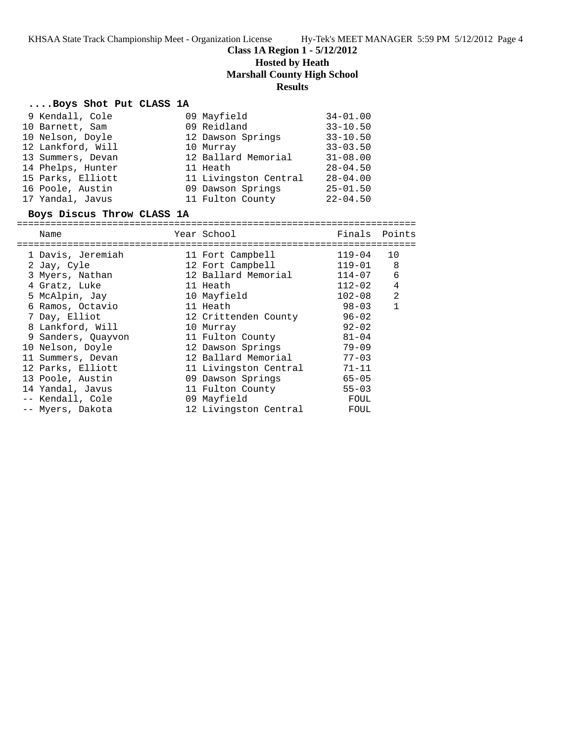# Class 1A Region 1 - 5/12/2012

## Hosted by Heath

## Marshall County High School

## Results

### ....Boys Shot Put CLASS 1A

| | | | |
|---|---|---|---|
| 9 | Kendall, Cole | 09 Mayfield | 34-01.00 |
| 10 | Barnett, Sam | 09 Reidland | 33-10.50 |
| 10 | Nelson, Doyle | 12 Dawson Springs | 33-10.50 |
| 12 | Lankford, Will | 10 Murray | 33-03.50 |
| 13 | Summers, Devan | 12 Ballard Memorial | 31-08.00 |
| 14 | Phelps, Hunter | 11 Heath | 28-04.50 |
| 15 | Parks, Elliott | 11 Livingston Central | 28-04.00 |
| 16 | Poole, Austin | 09 Dawson Springs | 25-01.50 |
| 17 | Yandal, Javus | 11 Fulton County | 22-04.50 |

### Boys Discus Throw CLASS 1A

| | Name | Year School | Finals | Points |
|---|---|---|---|---|
| 1 | Davis, Jeremiah | 11 Fort Campbell | 119-04 | 10 |
| 2 | Jay, Cyle | 12 Fort Campbell | 119-01 | 8 |
| 3 | Myers, Nathan | 12 Ballard Memorial | 114-07 | 6 |
| 4 | Gratz, Luke | 11 Heath | 112-02 | 4 |
| 5 | McAlpin, Jay | 10 Mayfield | 102-08 | 2 |
| 6 | Ramos, Octavio | 11 Heath | 98-03 | 1 |
| 7 | Day, Elliot | 12 Crittenden County | 96-02 | |
| 8 | Lankford, Will | 10 Murray | 92-02 | |
| 9 | Sanders, Quayvon | 11 Fulton County | 81-04 | |
| 10 | Nelson, Doyle | 12 Dawson Springs | 79-09 | |
| 11 | Summers, Devan | 12 Ballard Memorial | 77-03 | |
| 12 | Parks, Elliott | 11 Livingston Central | 71-11 | |
| 13 | Poole, Austin | 09 Dawson Springs | 65-05 | |
| 14 | Yandal, Javus | 11 Fulton County | 55-03 | |
| -- | Kendall, Cole | 09 Mayfield | FOUL | |
| -- | Myers, Dakota | 12 Livingston Central | FOUL | |